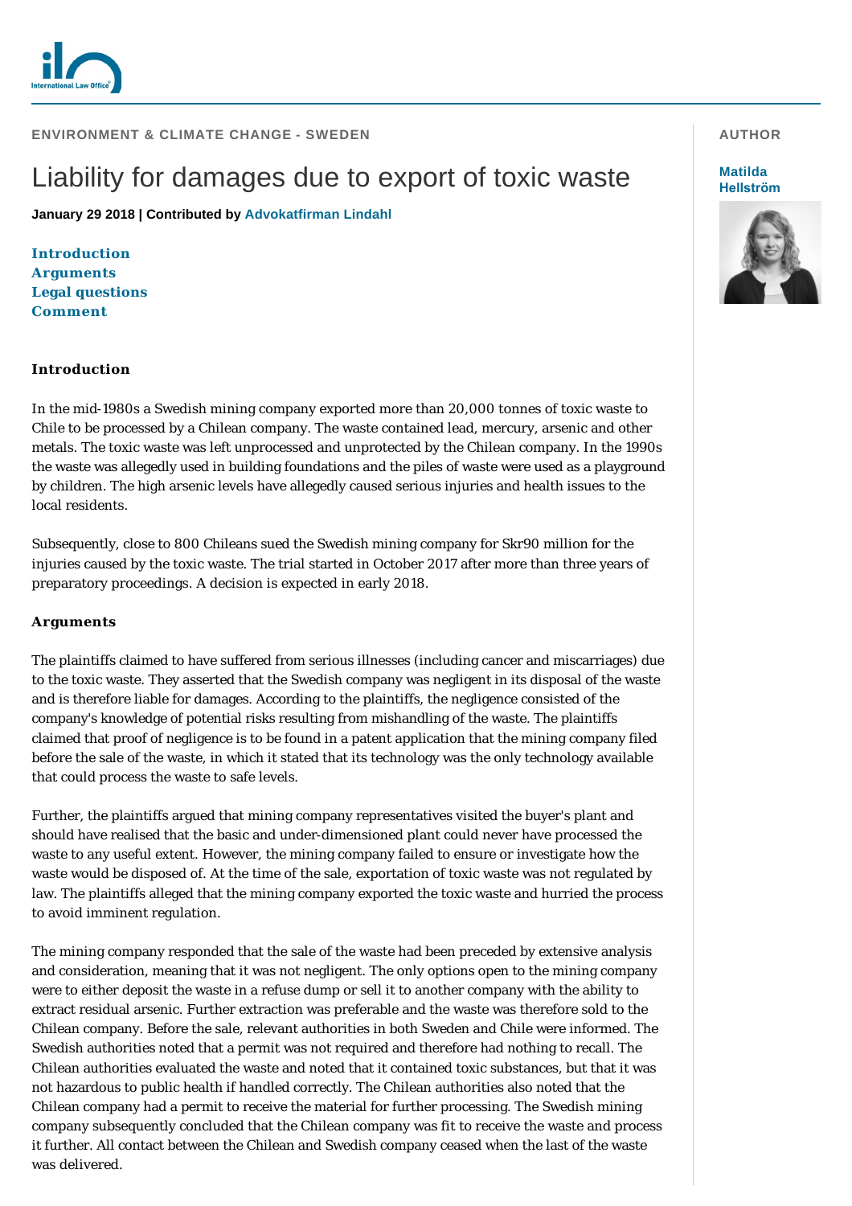ENVIRONMENT & CLIMATE CHANGE - SWEDEN

# Liability for damages due to export of toxic waste

**January 29 2018 | Contributed by Advokatfirman Lindahl**

AUTHOR

**Matilda Hellström**

**Introduction**
**Arguments**
**Legal questions**
**Comment**

## Introduction

In the mid-1980s a Swedish mining company exported more than 20,000 tonnes of toxic waste to Chile to be processed by a Chilean company. The waste contained lead, mercury, arsenic and other metals. The toxic waste was left unprocessed and unprotected by the Chilean company. In the 1990s the waste was allegedly used in building foundations and the piles of waste were used as a playground by children. The high arsenic levels have allegedly caused serious injuries and health issues to the local residents.

Subsequently, close to 800 Chileans sued the Swedish mining company for Skr90 million for the injuries caused by the toxic waste. The trial started in October 2017 after more than three years of preparatory proceedings. A decision is expected in early 2018.

## Arguments

The plaintiffs claimed to have suffered from serious illnesses (including cancer and miscarriages) due to the toxic waste. They asserted that the Swedish company was negligent in its disposal of the waste and is therefore liable for damages. According to the plaintiffs, the negligence consisted of the company's knowledge of potential risks resulting from mishandling of the waste. The plaintiffs claimed that proof of negligence is to be found in a patent application that the mining company filed before the sale of the waste, in which it stated that its technology was the only technology available that could process the waste to safe levels.

Further, the plaintiffs argued that mining company representatives visited the buyer's plant and should have realised that the basic and under-dimensioned plant could never have processed the waste to any useful extent. However, the mining company failed to ensure or investigate how the waste would be disposed of. At the time of the sale, exportation of toxic waste was not regulated by law. The plaintiffs alleged that the mining company exported the toxic waste and hurried the process to avoid imminent regulation.

The mining company responded that the sale of the waste had been preceded by extensive analysis and consideration, meaning that it was not negligent. The only options open to the mining company were to either deposit the waste in a refuse dump or sell it to another company with the ability to extract residual arsenic. Further extraction was preferable and the waste was therefore sold to the Chilean company. Before the sale, relevant authorities in both Sweden and Chile were informed. The Swedish authorities noted that a permit was not required and therefore had nothing to recall. The Chilean authorities evaluated the waste and noted that it contained toxic substances, but that it was not hazardous to public health if handled correctly. The Chilean authorities also noted that the Chilean company had a permit to receive the material for further processing. The Swedish mining company subsequently concluded that the Chilean company was fit to receive the waste and process it further. All contact between the Chilean and Swedish company ceased when the last of the waste was delivered.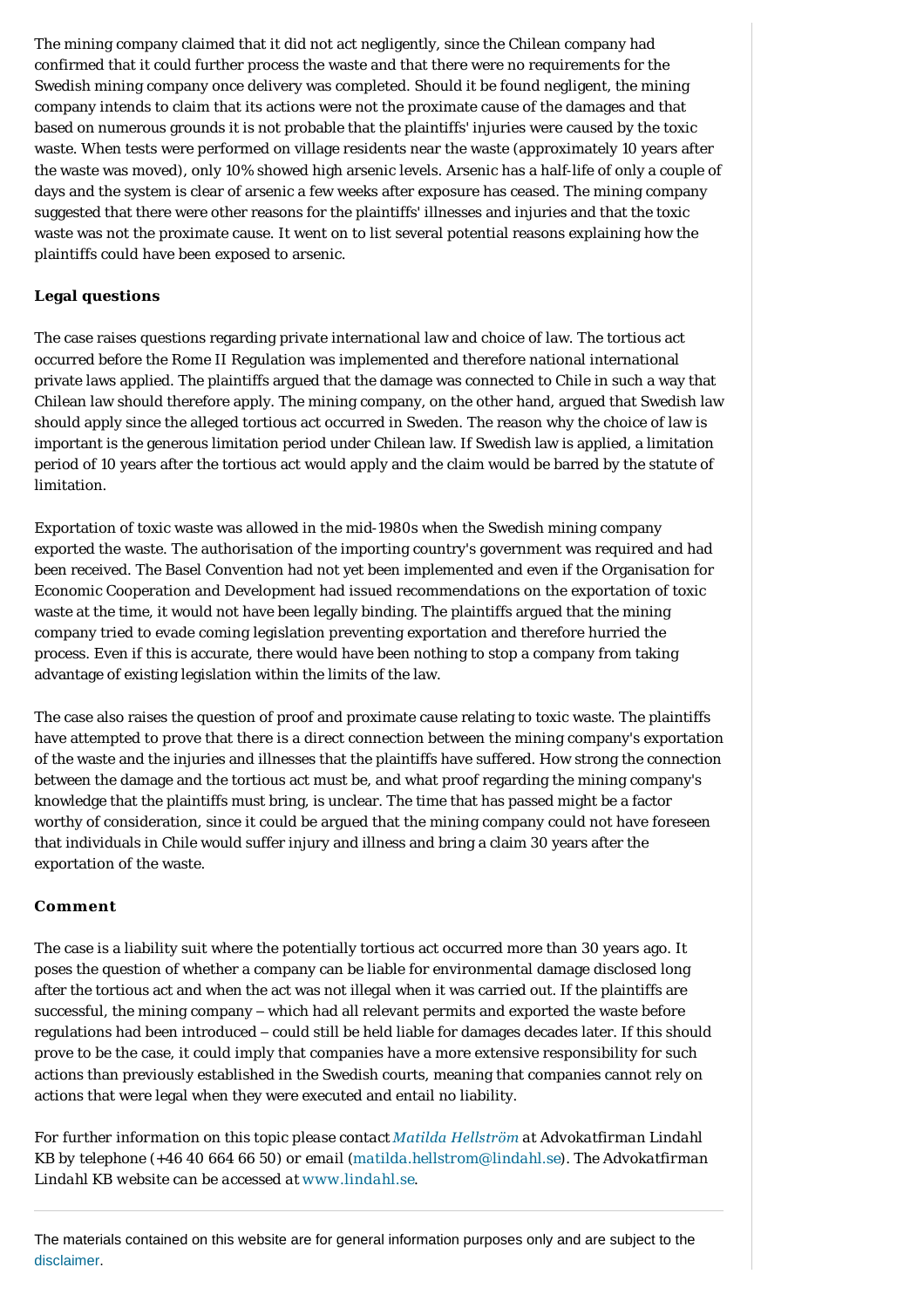The mining company claimed that it did not act negligently, since the Chilean company had confirmed that it could further process the waste and that there were no requirements for the Swedish mining company once delivery was completed. Should it be found negligent, the mining company intends to claim that its actions were not the proximate cause of the damages and that based on numerous grounds it is not probable that the plaintiffs' injuries were caused by the toxic waste. When tests were performed on village residents near the waste (approximately 10 years after the waste was moved), only 10% showed high arsenic levels. Arsenic has a half-life of only a couple of days and the system is clear of arsenic a few weeks after exposure has ceased. The mining company suggested that there were other reasons for the plaintiffs' illnesses and injuries and that the toxic waste was not the proximate cause. It went on to list several potential reasons explaining how the plaintiffs could have been exposed to arsenic.

**Legal questions**

The case raises questions regarding private international law and choice of law. The tortious act occurred before the Rome II Regulation was implemented and therefore national international private laws applied. The plaintiffs argued that the damage was connected to Chile in such a way that Chilean law should therefore apply. The mining company, on the other hand, argued that Swedish law should apply since the alleged tortious act occurred in Sweden. The reason why the choice of law is important is the generous limitation period under Chilean law. If Swedish law is applied, a limitation period of 10 years after the tortious act would apply and the claim would be barred by the statute of limitation.

Exportation of toxic waste was allowed in the mid-1980s when the Swedish mining company exported the waste. The authorisation of the importing country's government was required and had been received. The Basel Convention had not yet been implemented and even if the Organisation for Economic Cooperation and Development had issued recommendations on the exportation of toxic waste at the time, it would not have been legally binding. The plaintiffs argued that the mining company tried to evade coming legislation preventing exportation and therefore hurried the process. Even if this is accurate, there would have been nothing to stop a company from taking advantage of existing legislation within the limits of the law.

The case also raises the question of proof and proximate cause relating to toxic waste. The plaintiffs have attempted to prove that there is a direct connection between the mining company's exportation of the waste and the injuries and illnesses that the plaintiffs have suffered. How strong the connection between the damage and the tortious act must be, and what proof regarding the mining company's knowledge that the plaintiffs must bring, is unclear. The time that has passed might be a factor worthy of consideration, since it could be argued that the mining company could not have foreseen that individuals in Chile would suffer injury and illness and bring a claim 30 years after the exportation of the waste.

**Comment**

The case is a liability suit where the potentially tortious act occurred more than 30 years ago. It poses the question of whether a company can be liable for environmental damage disclosed long after the tortious act and when the act was not illegal when it was carried out. If the plaintiffs are successful, the mining company – which had all relevant permits and exported the waste before regulations had been introduced – could still be held liable for damages decades later. If this should prove to be the case, it could imply that companies have a more extensive responsibility for such actions than previously established in the Swedish courts, meaning that companies cannot rely on actions that were legal when they were executed and entail no liability.

*For further information on this topic please contact Matilda Hellström at Advokatfirman Lindahl KB by telephone (+46 40 664 66 50) or email (matilda.hellstrom@lindahl.se). The Advokatfirman Lindahl KB website can be accessed at www.lindahl.se.*

---

The materials contained on this website are for general information purposes only and are subject to the disclaimer.